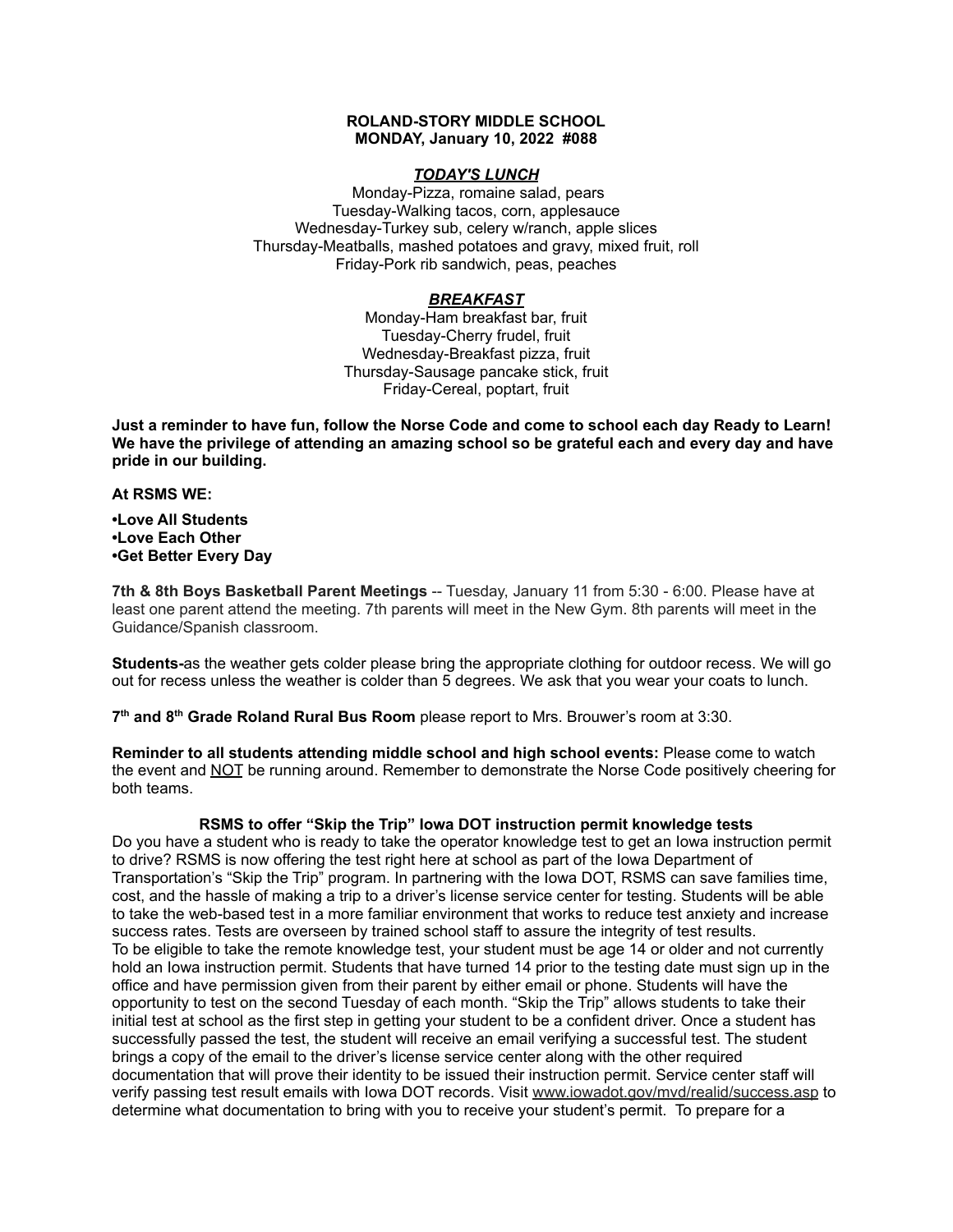**ROLAND-STORY MIDDLE SCHOOL**
**MONDAY, January 10, 2022 #088**

***TODAY'S LUNCH***

Monday-Pizza, romaine salad, pears
Tuesday-Walking tacos, corn, applesauce
Wednesday-Turkey sub, celery w/ranch, apple slices
Thursday-Meatballs, mashed potatoes and gravy, mixed fruit, roll
Friday-Pork rib sandwich, peas, peaches

***BREAKFAST***

Monday-Ham breakfast bar, fruit
Tuesday-Cherry frudel, fruit
Wednesday-Breakfast pizza, fruit
Thursday-Sausage pancake stick, fruit
Friday-Cereal, poptart, fruit

**Just a reminder to have fun, follow the Norse Code and come to school each day Ready to Learn! We have the privilege of attending an amazing school so be grateful each and every day and have pride in our building.**

**At RSMS WE:**

**•Love All Students**
**•Love Each Other**
**•Get Better Every Day**

**7th & 8th Boys Basketball Parent Meetings** -- Tuesday, January 11 from 5:30 - 6:00. Please have at least one parent attend the meeting. 7th parents will meet in the New Gym. 8th parents will meet in the Guidance/Spanish classroom.

**Students-**as the weather gets colder please bring the appropriate clothing for outdoor recess. We will go out for recess unless the weather is colder than 5 degrees. We ask that you wear your coats to lunch.

**7th and 8th Grade Roland Rural Bus Room** please report to Mrs. Brouwer's room at 3:30.

**Reminder to all students attending middle school and high school events:** Please come to watch the event and NOT be running around. Remember to demonstrate the Norse Code positively cheering for both teams.

**RSMS to offer "Skip the Trip" Iowa DOT instruction permit knowledge tests**

Do you have a student who is ready to take the operator knowledge test to get an Iowa instruction permit to drive? RSMS is now offering the test right here at school as part of the Iowa Department of Transportation's "Skip the Trip" program. In partnering with the Iowa DOT, RSMS can save families time, cost, and the hassle of making a trip to a driver's license service center for testing. Students will be able to take the web-based test in a more familiar environment that works to reduce test anxiety and increase success rates. Tests are overseen by trained school staff to assure the integrity of test results.
To be eligible to take the remote knowledge test, your student must be age 14 or older and not currently hold an Iowa instruction permit. Students that have turned 14 prior to the testing date must sign up in the office and have permission given from their parent by either email or phone. Students will have the opportunity to test on the second Tuesday of each month. "Skip the Trip" allows students to take their initial test at school as the first step in getting your student to be a confident driver. Once a student has successfully passed the test, the student will receive an email verifying a successful test. The student brings a copy of the email to the driver's license service center along with the other required documentation that will prove their identity to be issued their instruction permit. Service center staff will verify passing test result emails with Iowa DOT records. Visit www.iowadot.gov/mvd/realid/success.asp to determine what documentation to bring with you to receive your student's permit. To prepare for a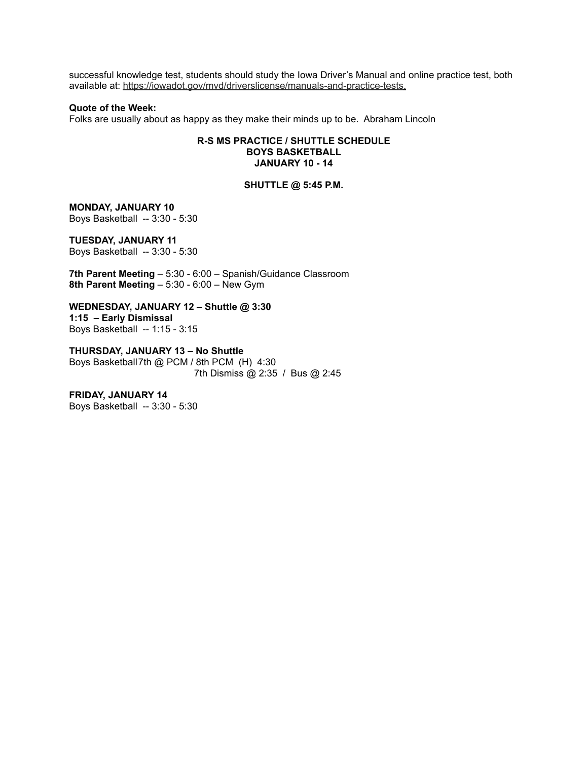successful knowledge test, students should study the Iowa Driver's Manual and online practice test, both available at: https://iowadot.gov/mvd/driverslicense/manuals-and-practice-tests.

**Quote of the Week:**
Folks are usually about as happy as they make their minds up to be. Abraham Lincoln

**R-S MS PRACTICE / SHUTTLE SCHEDULE**
**BOYS BASKETBALL**
**JANUARY 10 - 14**

**SHUTTLE @ 5:45 P.M.**

**MONDAY, JANUARY 10**
Boys Basketball -- 3:30 - 5:30

**TUESDAY, JANUARY 11**
Boys Basketball -- 3:30 - 5:30

**7th Parent Meeting** – 5:30 - 6:00 – Spanish/Guidance Classroom
**8th Parent Meeting** – 5:30 - 6:00 – New Gym

**WEDNESDAY, JANUARY 12 – Shuttle @ 3:30**
**1:15 – Early Dismissal**
Boys Basketball -- 1:15 - 3:15

**THURSDAY, JANUARY 13 – No Shuttle**
Boys Basketball7th @ PCM / 8th PCM (H) 4:30
7th Dismiss @ 2:35 / Bus @ 2:45

**FRIDAY, JANUARY 14**
Boys Basketball -- 3:30 - 5:30